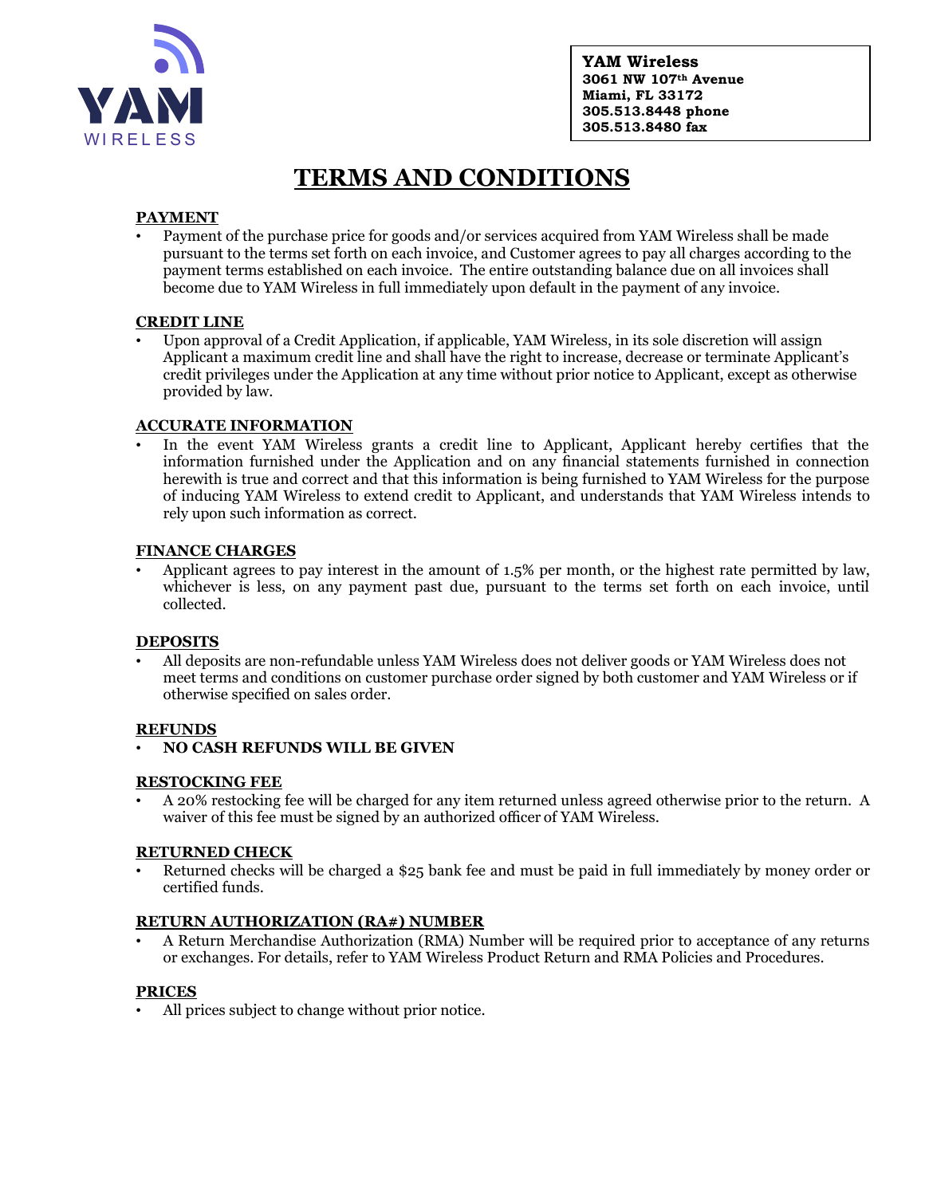**YAM Wireless**
**3061 NW 107th Avenue**
**Miami, FL 33172**
**305.513.8448 phone**
**305.513.8480 fax**

# TERMS AND CONDITIONS

## PAYMENT

- Payment of the purchase price for goods and/or services acquired from YAM Wireless shall be made pursuant to the terms set forth on each invoice, and Customer agrees to pay all charges according to the payment terms established on each invoice. The entire outstanding balance due on all invoices shall become due to YAM Wireless in full immediately upon default in the payment of any invoice.

## CREDIT LINE

- Upon approval of a Credit Application, if applicable, YAM Wireless, in its sole discretion will assign Applicant a maximum credit line and shall have the right to increase, decrease or terminate Applicant's credit privileges under the Application at any time without prior notice to Applicant, except as otherwise provided by law.

## ACCURATE INFORMATION

- In the event YAM Wireless grants a credit line to Applicant, Applicant hereby certifies that the information furnished under the Application and on any financial statements furnished in connection herewith is true and correct and that this information is being furnished to YAM Wireless for the purpose of inducing YAM Wireless to extend credit to Applicant, and understands that YAM Wireless intends to rely upon such information as correct.

## FINANCE CHARGES

- Applicant agrees to pay interest in the amount of 1.5% per month, or the highest rate permitted by law, whichever is less, on any payment past due, pursuant to the terms set forth on each invoice, until collected.

## DEPOSITS

- All deposits are non-refundable unless YAM Wireless does not deliver goods or YAM Wireless does not meet terms and conditions on customer purchase order signed by both customer and YAM Wireless or if otherwise specified on sales order.

## REFUNDS

- **NO CASH REFUNDS WILL BE GIVEN**

## RESTOCKING FEE

- A 20% restocking fee will be charged for any item returned unless agreed otherwise prior to the return. A waiver of this fee must be signed by an authorized officer of YAM Wireless.

## RETURNED CHECK

- Returned checks will be charged a $25 bank fee and must be paid in full immediately by money order or certified funds.

## RETURN AUTHORIZATION (RA#) NUMBER

- A Return Merchandise Authorization (RMA) Number will be required prior to acceptance of any returns or exchanges. For details, refer to YAM Wireless Product Return and RMA Policies and Procedures.

## PRICES

- All prices subject to change without prior notice.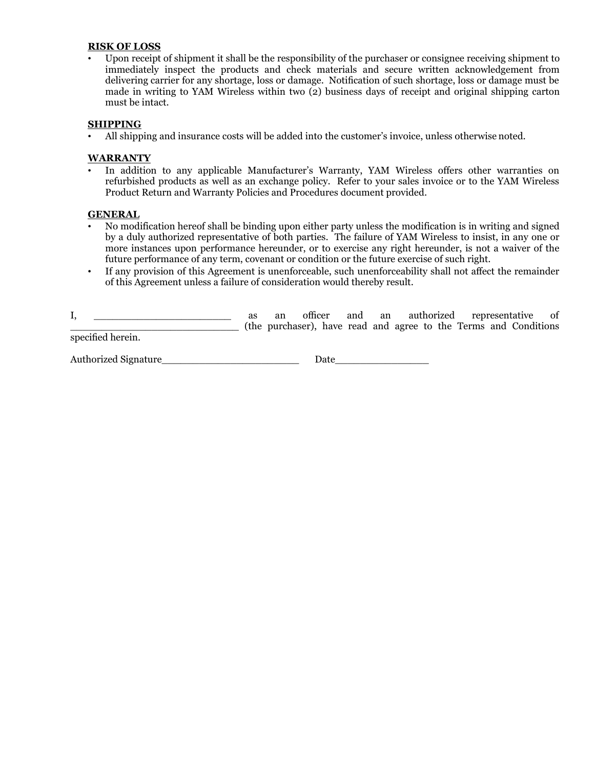**RISK OF LOSS**

- Upon receipt of shipment it shall be the responsibility of the purchaser or consignee receiving shipment to immediately inspect the products and check materials and secure written acknowledgement from delivering carrier for any shortage, loss or damage. Notification of such shortage, loss or damage must be made in writing to YAM Wireless within two (2) business days of receipt and original shipping carton must be intact.

**SHIPPING**

- All shipping and insurance costs will be added into the customer's invoice, unless otherwise noted.

**WARRANTY**

- In addition to any applicable Manufacturer's Warranty, YAM Wireless offers other warranties on refurbished products as well as an exchange policy. Refer to your sales invoice or to the YAM Wireless Product Return and Warranty Policies and Procedures document provided.

**GENERAL**

- No modification hereof shall be binding upon either party unless the modification is in writing and signed by a duly authorized representative of both parties. The failure of YAM Wireless to insist, in any one or more instances upon performance hereunder, or to exercise any right hereunder, is not a waiver of the future performance of any term, covenant or condition or the future exercise of such right.
- If any provision of this Agreement is unenforceable, such unenforceability shall not affect the remainder of this Agreement unless a failure of consideration would thereby result.

I, ______________________ as an officer and an authorized representative of ___________________________ (the purchaser), have read and agree to the Terms and Conditions specified herein.

Authorized Signature______________________ Date_______________